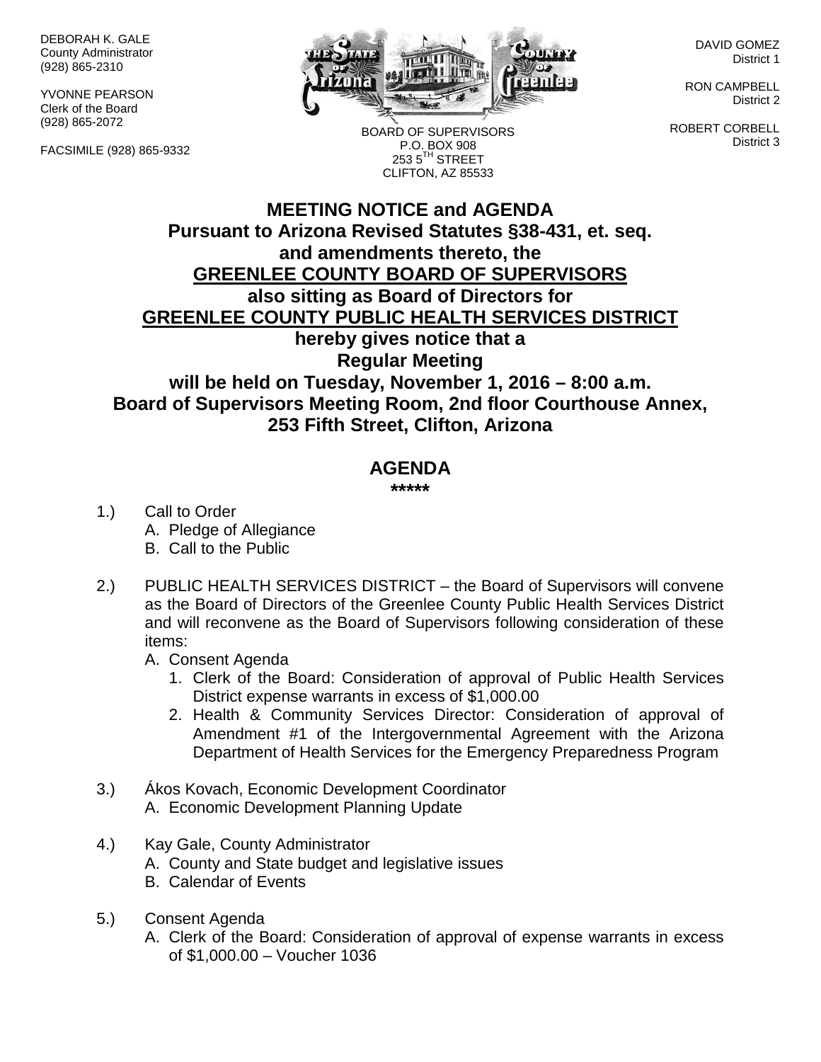DEBORAH K. GALE
County Administrator
(928) 865-2310

YVONNE PEARSON
Clerk of the Board
(928) 865-2072

FACSIMILE (928) 865-9332

BOARD OF SUPERVISORS
P.O. BOX 908
253 5TH STREET
CLIFTON, AZ 85533

DAVID GOMEZ
District 1

RON CAMPBELL
District 2

ROBERT CORBELL
District 3

# MEETING NOTICE and AGENDA

**Pursuant to Arizona Revised Statutes §38-431, et. seq.**
**and amendments thereto, the**
**GREENLEE COUNTY BOARD OF SUPERVISORS**
**also sitting as Board of Directors for**
**GREENLEE COUNTY PUBLIC HEALTH SERVICES DISTRICT**
**hereby gives notice that a**
**Regular Meeting**
**will be held on Tuesday, November 1, 2016 – 8:00 a.m.**
**Board of Supervisors Meeting Room, 2nd floor Courthouse Annex,**
**253 Fifth Street, Clifton, Arizona**

## AGENDA

*****

1.) Call to Order
   - A. Pledge of Allegiance
   - B. Call to the Public

2.) PUBLIC HEALTH SERVICES DISTRICT – the Board of Supervisors will convene as the Board of Directors of the Greenlee County Public Health Services District and will reconvene as the Board of Supervisors following consideration of these items:
   - A. Consent Agenda
      1. Clerk of the Board: Consideration of approval of Public Health Services District expense warrants in excess of $1,000.00
      2. Health & Community Services Director: Consideration of approval of Amendment #1 of the Intergovernmental Agreement with the Arizona Department of Health Services for the Emergency Preparedness Program

3.) Ákos Kovach, Economic Development Coordinator
   - A. Economic Development Planning Update

4.) Kay Gale, County Administrator
   - A. County and State budget and legislative issues
   - B. Calendar of Events

5.) Consent Agenda
   - A. Clerk of the Board: Consideration of approval of expense warrants in excess of $1,000.00 – Voucher 1036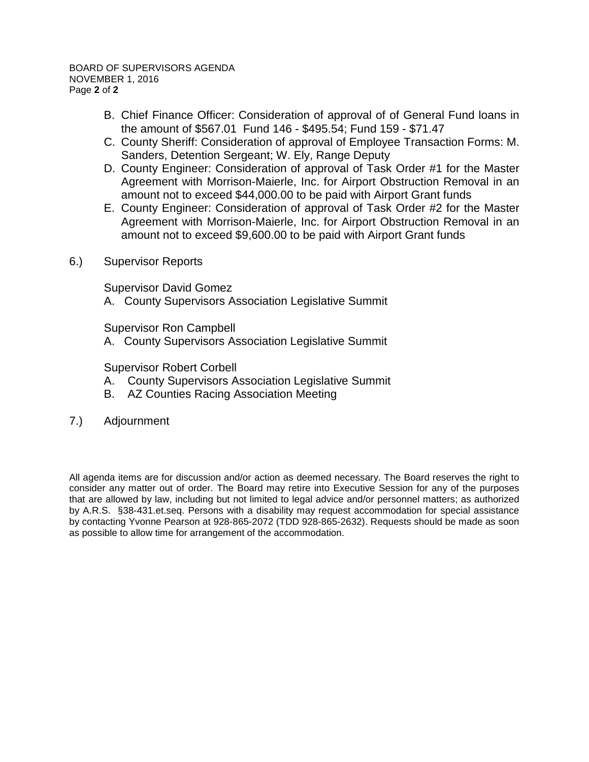B. Chief Finance Officer: Consideration of approval of of General Fund loans in the amount of $567.01 Fund 146 - $495.54; Fund 159 - $71.47
C. County Sheriff: Consideration of approval of Employee Transaction Forms: M. Sanders, Detention Sergeant; W. Ely, Range Deputy
D. County Engineer: Consideration of approval of Task Order #1 for the Master Agreement with Morrison-Maierle, Inc. for Airport Obstruction Removal in an amount not to exceed $44,000.00 to be paid with Airport Grant funds
E. County Engineer: Consideration of approval of Task Order #2 for the Master Agreement with Morrison-Maierle, Inc. for Airport Obstruction Removal in an amount not to exceed $9,600.00 to be paid with Airport Grant funds

6.) Supervisor Reports

Supervisor David Gomez

A. County Supervisors Association Legislative Summit

Supervisor Ron Campbell

A. County Supervisors Association Legislative Summit

Supervisor Robert Corbell

A. County Supervisors Association Legislative Summit
B. AZ Counties Racing Association Meeting

7.) Adjournment

All agenda items are for discussion and/or action as deemed necessary. The Board reserves the right to consider any matter out of order. The Board may retire into Executive Session for any of the purposes that are allowed by law, including but not limited to legal advice and/or personnel matters; as authorized by A.R.S. §38-431.et.seq. Persons with a disability may request accommodation for special assistance by contacting Yvonne Pearson at 928-865-2072 (TDD 928-865-2632). Requests should be made as soon as possible to allow time for arrangement of the accommodation.